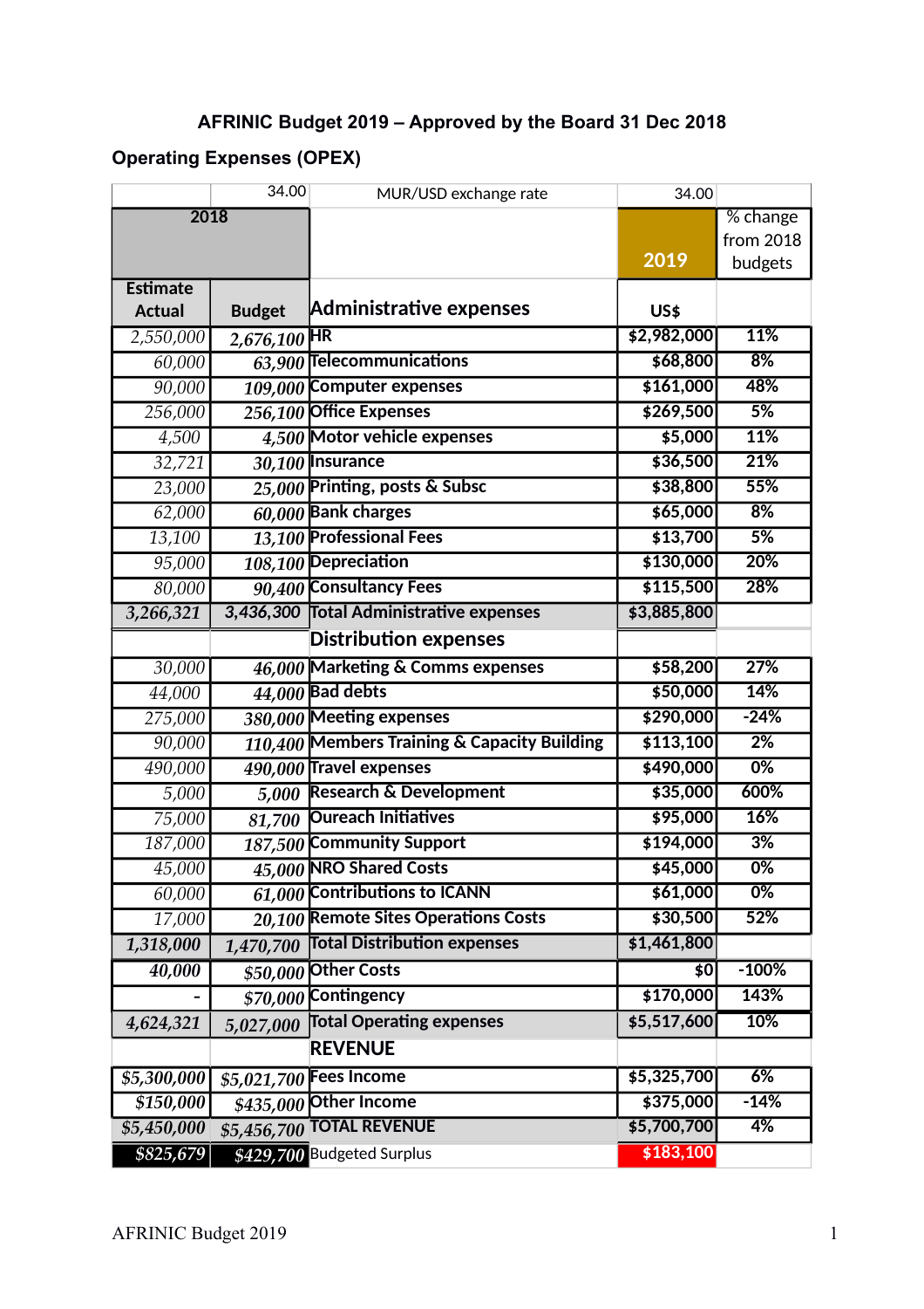## AFRINIC Budget 2019 – Approved by the Board 31 Dec 2018

### Operating Expenses (OPEX)

| | 34.00 | MUR/USD exchange rate | 34.00 | |
|---|---|---|---|---|
| 2018 | | | 2019 | % change from 2018 budgets |
| Estimate Actual | Budget | **Administrative expenses** | US$ | |
| 2,550,000 | 2,676,100 | HR | $2,982,000 | 11% |
| 60,000 | 63,900 | Telecommunications | $68,800 | 8% |
| 90,000 | 109,000 | Computer expenses | $161,000 | 48% |
| 256,000 | 256,100 | Office Expenses | $269,500 | 5% |
| 4,500 | 4,500 | Motor vehicle expenses | $5,000 | 11% |
| 32,721 | 30,100 | Insurance | $36,500 | 21% |
| 23,000 | 25,000 | Printing, posts & Subsc | $38,800 | 55% |
| 62,000 | 60,000 | Bank charges | $65,000 | 8% |
| 13,100 | 13,100 | Professional Fees | $13,700 | 5% |
| 95,000 | 108,100 | Depreciation | $130,000 | 20% |
| 80,000 | 90,400 | Consultancy Fees | $115,500 | 28% |
| 3,266,321 | 3,436,300 | Total Administrative expenses | $3,885,800 | |
| | | **Distribution expenses** | | |
| 30,000 | 46,000 | Marketing & Comms expenses | $58,200 | 27% |
| 44,000 | 44,000 | Bad debts | $50,000 | 14% |
| 275,000 | 380,000 | Meeting expenses | $290,000 | -24% |
| 90,000 | 110,400 | Members Training & Capacity Building | $113,100 | 2% |
| 490,000 | 490,000 | Travel expenses | $490,000 | 0% |
| 5,000 | 5,000 | Research & Development | $35,000 | 600% |
| 75,000 | 81,700 | Oureach Initiatives | $95,000 | 16% |
| 187,000 | 187,500 | Community Support | $194,000 | 3% |
| 45,000 | 45,000 | NRO Shared Costs | $45,000 | 0% |
| 60,000 | 61,000 | Contributions to ICANN | $61,000 | 0% |
| 17,000 | 20,100 | Remote Sites Operations Costs | $30,500 | 52% |
| 1,318,000 | 1,470,700 | Total Distribution expenses | $1,461,800 | |
| 40,000 | $50,000 | Other Costs | $0 | -100% |
| - | $70,000 | Contingency | $170,000 | 143% |
| 4,624,321 | 5,027,000 | Total Operating expenses | $5,517,600 | 10% |
| | | **REVENUE** | | |
| $5,300,000 | $5,021,700 | Fees Income | $5,325,700 | 6% |
| $150,000 | $435,000 | Other Income | $375,000 | -14% |
| $5,450,000 | $5,456,700 | TOTAL REVENUE | $5,700,700 | 4% |
| $825,679 | $429,700 | Budgeted Surplus | $183,100 | |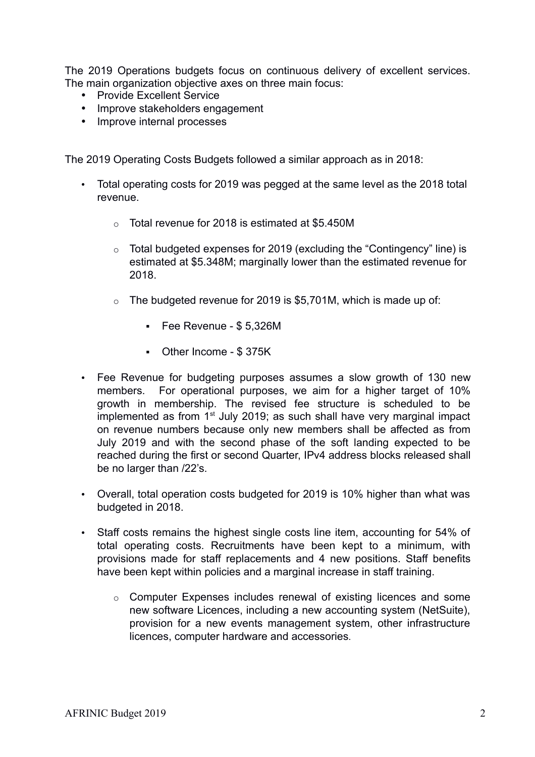The 2019 Operations budgets focus on continuous delivery of excellent services. The main organization objective axes on three main focus:

- Provide Excellent Service
- Improve stakeholders engagement
- Improve internal processes

The 2019 Operating Costs Budgets followed a similar approach as in 2018:

- Total operating costs for 2019 was pegged at the same level as the 2018 total revenue.
  - Total revenue for 2018 is estimated at $5.450M
  - Total budgeted expenses for 2019 (excluding the "Contingency" line) is estimated at $5.348M; marginally lower than the estimated revenue for 2018.
  - The budgeted revenue for 2019 is $5,701M, which is made up of:
    - Fee Revenue - $ 5,326M
    - Other Income - $ 375K
- Fee Revenue for budgeting purposes assumes a slow growth of 130 new members. For operational purposes, we aim for a higher target of 10% growth in membership. The revised fee structure is scheduled to be implemented as from 1st July 2019; as such shall have very marginal impact on revenue numbers because only new members shall be affected as from July 2019 and with the second phase of the soft landing expected to be reached during the first or second Quarter, IPv4 address blocks released shall be no larger than /22's.
- Overall, total operation costs budgeted for 2019 is 10% higher than what was budgeted in 2018.
- Staff costs remains the highest single costs line item, accounting for 54% of total operating costs. Recruitments have been kept to a minimum, with provisions made for staff replacements and 4 new positions. Staff benefits have been kept within policies and a marginal increase in staff training.
  - Computer Expenses includes renewal of existing licences and some new software Licences, including a new accounting system (NetSuite), provision for a new events management system, other infrastructure licences, computer hardware and accessories.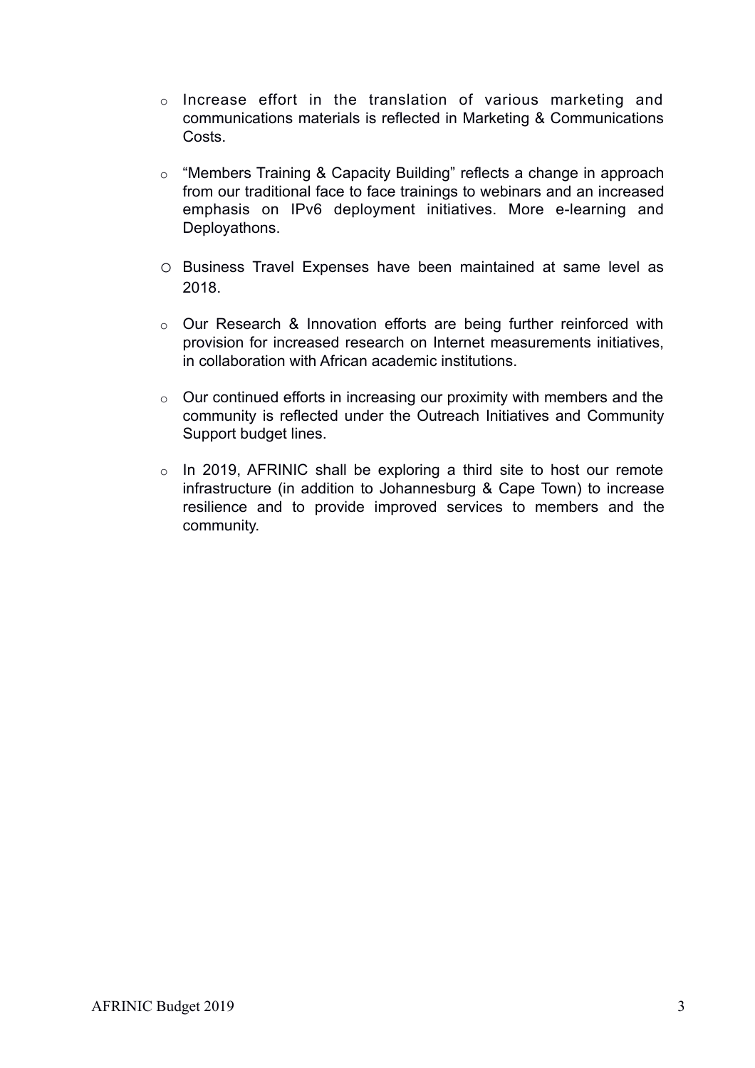- Increase effort in the translation of various marketing and communications materials is reflected in Marketing & Communications Costs.

- "Members Training & Capacity Building" reflects a change in approach from our traditional face to face trainings to webinars and an increased emphasis on IPv6 deployment initiatives. More e-learning and Deployathons.

- Business Travel Expenses have been maintained at same level as 2018.

- Our Research & Innovation efforts are being further reinforced with provision for increased research on Internet measurements initiatives, in collaboration with African academic institutions.

- Our continued efforts in increasing our proximity with members and the community is reflected under the Outreach Initiatives and Community Support budget lines.

- In 2019, AFRINIC shall be exploring a third site to host our remote infrastructure (in addition to Johannesburg & Cape Town) to increase resilience and to provide improved services to members and the community.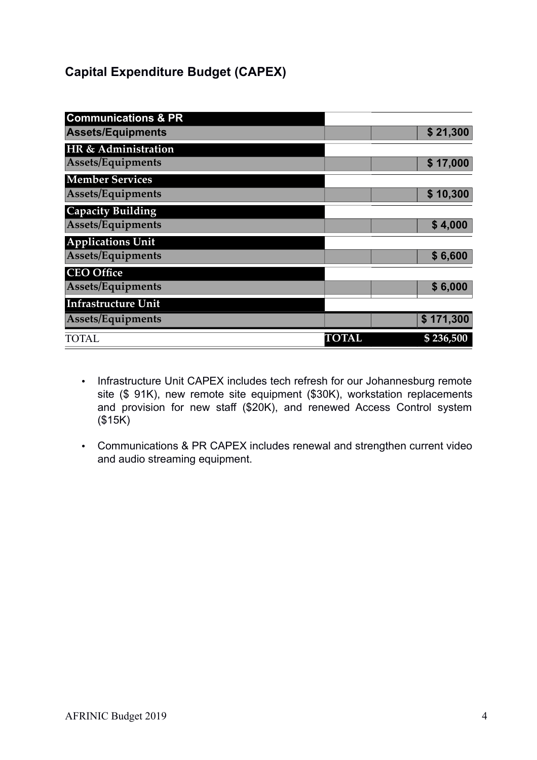## Capital Expenditure Budget (CAPEX)

| | | | |
|---|---|---|---|
| **Communications & PR** | | | |
| **Assets/Equipments** | | | **$ 21,300** |
| **HR & Administration** | | | |
| **Assets/Equipments** | | | **$ 17,000** |
| **Member Services** | | | |
| **Assets/Equipments** | | | **$ 10,300** |
| **Capacity Building** | | | |
| **Assets/Equipments** | | | **$ 4,000** |
| **Applications Unit** | | | |
| **Assets/Equipments** | | | **$ 6,600** |
| **CEO Office** | | | |
| **Assets/Equipments** | | | **$ 6,000** |
| **Infrastructure Unit** | | | |
| **Assets/Equipments** | | | **$ 171,300** |
| TOTAL | **TOTAL** | | **$ 236,500** |

- Infrastructure Unit CAPEX includes tech refresh for our Johannesburg remote site ($ 91K), new remote site equipment ($30K), workstation replacements and provision for new staff ($20K), and renewed Access Control system ($15K)
- Communications & PR CAPEX includes renewal and strengthen current video and audio streaming equipment.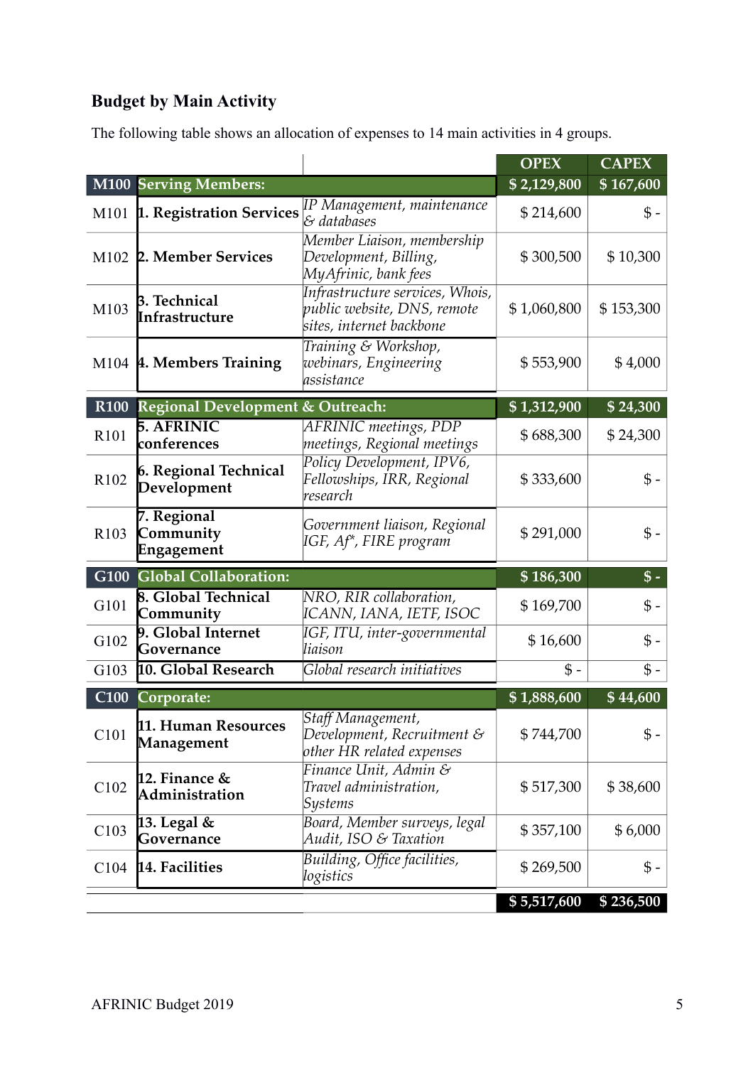### Budget by Main Activity

The following table shows an allocation of expenses to 14 main activities in 4 groups.

| | | | OPEX | CAPEX |
|---|---|---|---|---|
| **M100** | **Serving Members:** | | **$ 2,129,800** | **$ 167,600** |
| M101 | **1. Registration Services** | *IP Management, maintenance & databases* | $ 214,600 | $ - |
| M102 | **2. Member Services** | *Member Liaison, membership Development, Billing, MyAfrinic, bank fees* | $ 300,500 | $ 10,300 |
| M103 | **3. Technical Infrastructure** | *Infrastructure services, Whois, public website, DNS, remote sites, internet backbone* | $ 1,060,800 | $ 153,300 |
| M104 | **4. Members Training** | *Training & Workshop, webinars, Engineering assistance* | $ 553,900 | $ 4,000 |
| **R100** | **Regional Development & Outreach:** | | **$ 1,312,900** | **$ 24,300** |
| R101 | **5. AFRINIC conferences** | *AFRINIC meetings, PDP meetings, Regional meetings* | $ 688,300 | $ 24,300 |
| R102 | **6. Regional Technical Development** | *Policy Development, IPV6, Fellowships, IRR, Regional research* | $ 333,600 | $ - |
| R103 | **7. Regional Community Engagement** | *Government liaison, Regional IGF, Af*, FIRE program* | $ 291,000 | $ - |
| **G100** | **Global Collaboration:** | | **$ 186,300** | **$ -** |
| G101 | **8. Global Technical Community** | *NRO, RIR collaboration, ICANN, IANA, IETF, ISOC* | $ 169,700 | $ - |
| G102 | **9. Global Internet Governance** | *IGF, ITU, inter-governmental liaison* | $ 16,600 | $ - |
| G103 | **10. Global Research** | *Global research initiatives* | $ - | $ - |
| **C100** | **Corporate:** | | **$ 1,888,600** | **$ 44,600** |
| C101 | **11. Human Resources Management** | *Staff Management, Development, Recruitment & other HR related expenses* | $ 744,700 | $ - |
| C102 | **12. Finance & Administration** | *Finance Unit, Admin & Travel administration, Systems* | $ 517,300 | $ 38,600 |
| C103 | **13. Legal & Governance** | *Board, Member surveys, legal Audit, ISO & Taxation* | $ 357,100 | $ 6,000 |
| C104 | **14. Facilities** | *Building, Office facilities, logistics* | $ 269,500 | $ - |
| | | | **$ 5,517,600** | **$ 236,500** |